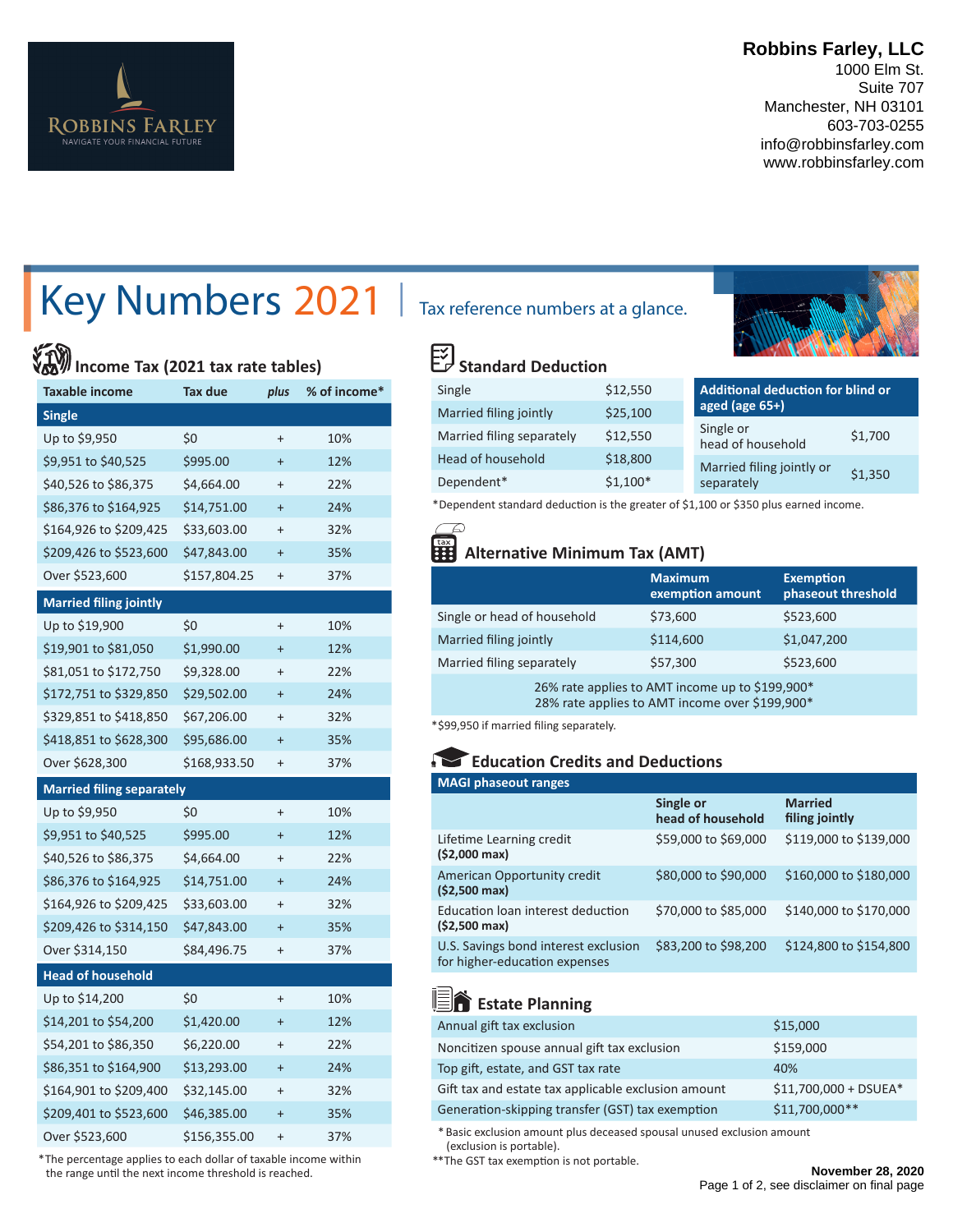**Robbins Farley, LLC**
1000 Elm St.
Suite 707
Manchester, NH 03101
603-703-0255
info@robbinsfarley.com
www.robbinsfarley.com

# Key Numbers 2021

Tax reference numbers at a glance.

## Income Tax (2021 tax rate tables)

| Taxable income | Tax due | *plus* | % of income* |
|---|---|---|---|
| **Single** | | | |
| Up to $9,950 | $0 | + | 10% |
| $9,951 to $40,525 | $995.00 | + | 12% |
| $40,526 to $86,375 | $4,664.00 | + | 22% |
| $86,376 to $164,925 | $14,751.00 | + | 24% |
| $164,926 to $209,425 | $33,603.00 | + | 32% |
| $209,426 to $523,600 | $47,843.00 | + | 35% |
| Over $523,600 | $157,804.25 | + | 37% |
| **Married filing jointly** | | | |
| Up to $19,900 | $0 | + | 10% |
| $19,901 to $81,050 | $1,990.00 | + | 12% |
| $81,051 to $172,750 | $9,328.00 | + | 22% |
| $172,751 to $329,850 | $29,502.00 | + | 24% |
| $329,851 to $418,850 | $67,206.00 | + | 32% |
| $418,851 to $628,300 | $95,686.00 | + | 35% |
| Over $628,300 | $168,933.50 | + | 37% |
| **Married filing separately** | | | |
| Up to $9,950 | $0 | + | 10% |
| $9,951 to $40,525 | $995.00 | + | 12% |
| $40,526 to $86,375 | $4,664.00 | + | 22% |
| $86,376 to $164,925 | $14,751.00 | + | 24% |
| $164,926 to $209,425 | $33,603.00 | + | 32% |
| $209,426 to $314,150 | $47,843.00 | + | 35% |
| Over $314,150 | $84,496.75 | + | 37% |
| **Head of household** | | | |
| Up to $14,200 | $0 | + | 10% |
| $14,201 to $54,200 | $1,420.00 | + | 12% |
| $54,201 to $86,350 | $6,220.00 | + | 22% |
| $86,351 to $164,900 | $13,293.00 | + | 24% |
| $164,901 to $209,400 | $32,145.00 | + | 32% |
| $209,401 to $523,600 | $46,385.00 | + | 35% |
| Over $523,600 | $156,355.00 | + | 37% |

*The percentage applies to each dollar of taxable income within the range until the next income threshold is reached.

## Standard Deduction

| | |
|---|---|
| Single | $12,550 |
| Married filing jointly | $25,100 |
| Married filing separately | $12,550 |
| Head of household | $18,800 |
| Dependent* | $1,100* |

| Additional deduction for blind or aged (age 65+) | |
|---|---|
| Single or head of household | $1,700 |
| Married filing jointly or separately | $1,350 |

*Dependent standard deduction is the greater of $1,100 or $350 plus earned income.

## Alternative Minimum Tax (AMT)

| | Maximum exemption amount | Exemption phaseout threshold |
|---|---|---|
| Single or head of household | $73,600 | $523,600 |
| Married filing jointly | $114,600 | $1,047,200 |
| Married filing separately | $57,300 | $523,600 |

26% rate applies to AMT income up to $199,900*
28% rate applies to AMT income over $199,900*

*$99,950 if married filing separately.

## Education Credits and Deductions

| MAGI phaseout ranges | Single or head of household | Married filing jointly |
|---|---|---|
| Lifetime Learning credit **($2,000 max)** | $59,000 to $69,000 | $119,000 to $139,000 |
| American Opportunity credit **($2,500 max)** | $80,000 to $90,000 | $160,000 to $180,000 |
| Education loan interest deduction **($2,500 max)** | $70,000 to $85,000 | $140,000 to $170,000 |
| U.S. Savings bond interest exclusion for higher-education expenses | $83,200 to $98,200 | $124,800 to $154,800 |

## Estate Planning

| | |
|---|---|
| Annual gift tax exclusion | $15,000 |
| Noncitizen spouse annual gift tax exclusion | $159,000 |
| Top gift, estate, and GST tax rate | 40% |
| Gift tax and estate tax applicable exclusion amount | $11,700,000 + DSUEA* |
| Generation-skipping transfer (GST) tax exemption | $11,700,000** |

\* Basic exclusion amount plus deceased spousal unused exclusion amount (exclusion is portable).
**The GST tax exemption is not portable.

**November 28, 2020**
Page 1 of 2, see disclaimer on final page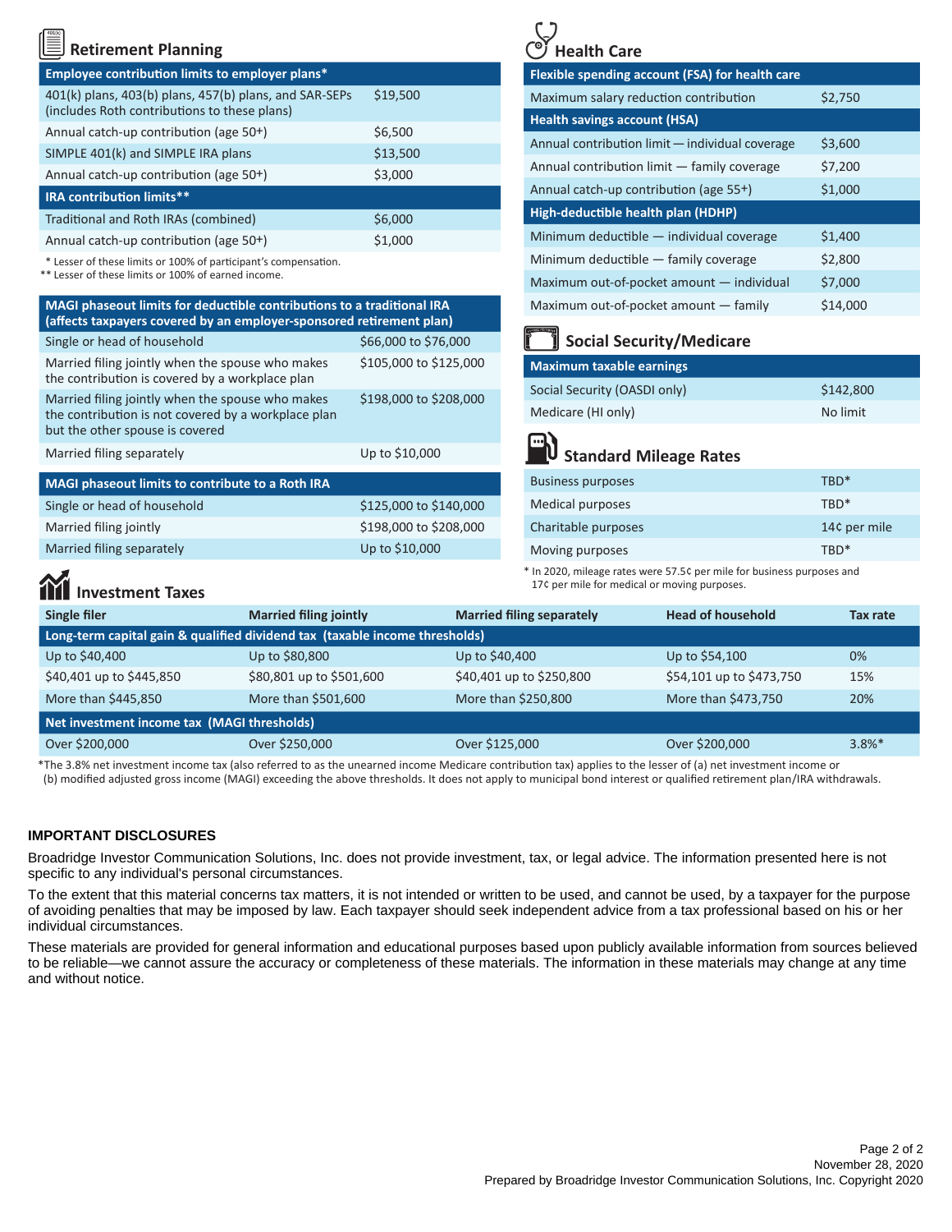## Retirement Planning

| Employee contribution limits to employer plans* | |
|---|---|
| 401(k) plans, 403(b) plans, 457(b) plans, and SAR-SEPs (includes Roth contributions to these plans) | $19,500 |
| Annual catch-up contribution (age 50+) | $6,500 |
| SIMPLE 401(k) and SIMPLE IRA plans | $13,500 |
| Annual catch-up contribution (age 50+) | $3,000 |
| **IRA contribution limits**** | |
| Traditional and Roth IRAs (combined) | $6,000 |
| Annual catch-up contribution (age 50+) | $1,000 |

* Lesser of these limits or 100% of participant's compensation.
** Lesser of these limits or 100% of earned income.

| MAGI phaseout limits for deductible contributions to a traditional IRA (affects taxpayers covered by an employer-sponsored retirement plan) | |
|---|---|
| Single or head of household | $66,000 to $76,000 |
| Married filing jointly when the spouse who makes the contribution is covered by a workplace plan | $105,000 to $125,000 |
| Married filing jointly when the spouse who makes the contribution is not covered by a workplace plan but the other spouse is covered | $198,000 to $208,000 |
| Married filing separately | Up to $10,000 |

| MAGI phaseout limits to contribute to a Roth IRA | |
|---|---|
| Single or head of household | $125,000 to $140,000 |
| Married filing jointly | $198,000 to $208,000 |
| Married filing separately | Up to $10,000 |

## Health Care

| Flexible spending account (FSA) for health care | |
|---|---|
| Maximum salary reduction contribution | $2,750 |
| **Health savings account (HSA)** | |
| Annual contribution limit — individual coverage | $3,600 |
| Annual contribution limit — family coverage | $7,200 |
| Annual catch-up contribution (age 55+) | $1,000 |
| **High-deductible health plan (HDHP)** | |
| Minimum deductible — individual coverage | $1,400 |
| Minimum deductible — family coverage | $2,800 |
| Maximum out-of-pocket amount — individual | $7,000 |
| Maximum out-of-pocket amount — family | $14,000 |

## Social Security/Medicare

| Maximum taxable earnings | |
|---|---|
| Social Security (OASDI only) | $142,800 |
| Medicare (HI only) | No limit |

## Standard Mileage Rates

| | |
|---|---|
| Business purposes | TBD* |
| Medical purposes | TBD* |
| Charitable purposes | 14¢ per mile |
| Moving purposes | TBD* |

* In 2020, mileage rates were 57.5¢ per mile for business purposes and 17¢ per mile for medical or moving purposes.

## Investment Taxes

| Single filer | Married filing jointly | Married filing separately | Head of household | Tax rate |
|---|---|---|---|---|
| **Long-term capital gain & qualified dividend tax (taxable income thresholds)** | | | | |
| Up to $40,400 | Up to $80,800 | Up to $40,400 | Up to $54,100 | 0% |
| $40,401 up to $445,850 | $80,801 up to $501,600 | $40,401 up to $250,800 | $54,101 up to $473,750 | 15% |
| More than $445,850 | More than $501,600 | More than $250,800 | More than $473,750 | 20% |
| **Net investment income tax (MAGI thresholds)** | | | | |
| Over $200,000 | Over $250,000 | Over $125,000 | Over $200,000 | 3.8%* |

*The 3.8% net investment income tax (also referred to as the unearned income Medicare contribution tax) applies to the lesser of (a) net investment income or (b) modified adjusted gross income (MAGI) exceeding the above thresholds. It does not apply to municipal bond interest or qualified retirement plan/IRA withdrawals.

**IMPORTANT DISCLOSURES**

Broadridge Investor Communication Solutions, Inc. does not provide investment, tax, or legal advice. The information presented here is not specific to any individual's personal circumstances.

To the extent that this material concerns tax matters, it is not intended or written to be used, and cannot be used, by a taxpayer for the purpose of avoiding penalties that may be imposed by law. Each taxpayer should seek independent advice from a tax professional based on his or her individual circumstances.

These materials are provided for general information and educational purposes based upon publicly available information from sources believed to be reliable—we cannot assure the accuracy or completeness of these materials. The information in these materials may change at any time and without notice.

November 28, 2020
Prepared by Broadridge Investor Communication Solutions, Inc. Copyright 2020